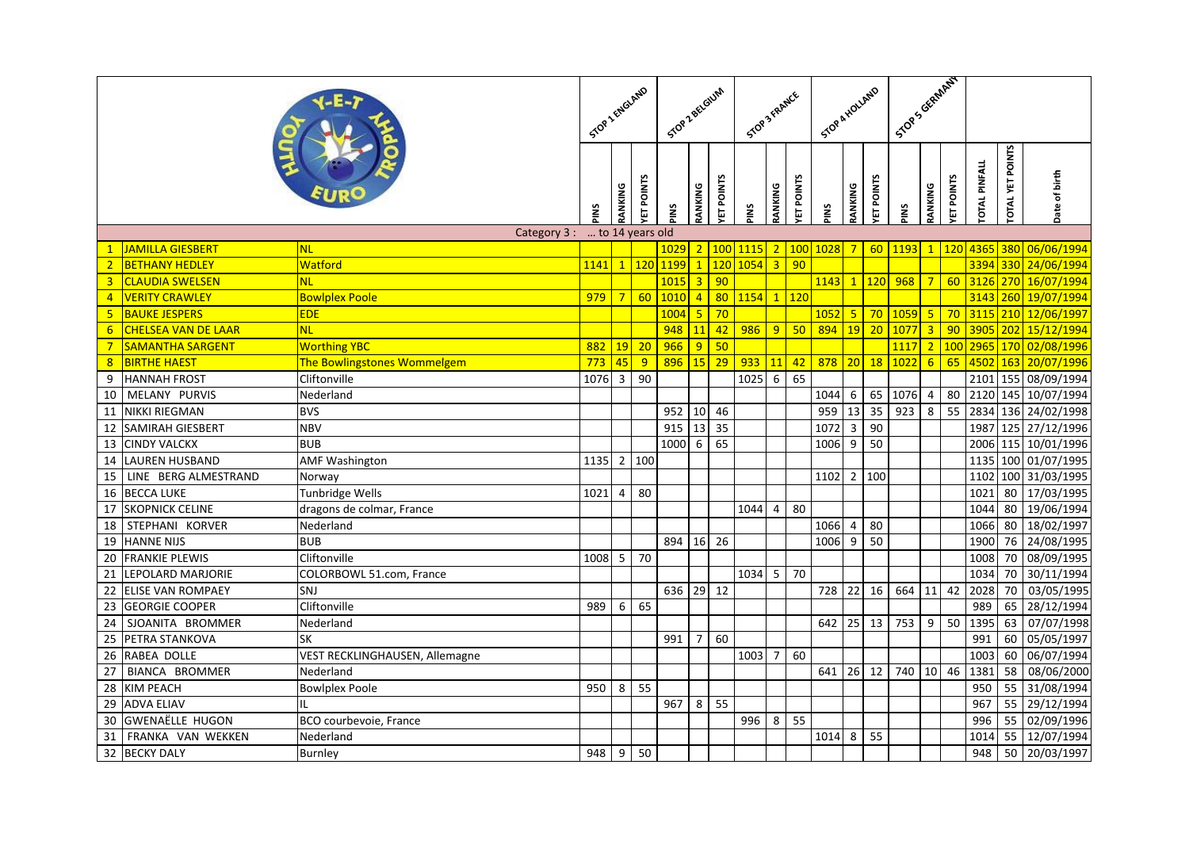| | | | STOP 1 ENGLAND | | | STOP 2 BELGIUM | | | STOP 3 FRANCE | | | STOP 4 HOLLAND | | | STOP 5 GERMANY | | | | | |
|---|---|---|---|---|---|---|---|---|---|---|---|---|---|---|---|---|---|---|---|---|
| | | | PINS | RANKING | YET POINTS | PINS | RANKING | YET POINTS | PINS | RANKING | YET POINTS | PINS | RANKING | YET POINTS | PINS | RANKING | YET POINTS | TOTAL PINFALL | TOTAL YET POINTS | Date of birth |
| | | Category 3 : … to 14 years old | | | | | | | | | | | | | | | | | | |
| 1 | JAMILLA GIESBERT | NL | | | | 1029 | 2 | 100 | 1115 | 2 | 100 | 1028 | 7 | 60 | 1193 | 1 | 120 | 4365 | 380 | 06/06/1994 |
| 2 | BETHANY HEDLEY | Watford | 1141 | 1 | 120 | 1199 | 1 | 120 | 1054 | 3 | 90 | | | | | | | 3394 | 330 | 24/06/1994 |
| 3 | CLAUDIA SWELSEN | NL | | | | 1015 | 3 | 90 | | | | 1143 | 1 | 120 | 968 | 7 | 60 | 3126 | 270 | 16/07/1994 |
| 4 | VERITY CRAWLEY | Bowlplex Poole | 979 | 7 | 60 | 1010 | 4 | 80 | 1154 | 1 | 120 | | | | | | | 3143 | 260 | 19/07/1994 |
| 5 | BAUKE JESPERS | EDE | | | | 1004 | 5 | 70 | | | | 1052 | 5 | 70 | 1059 | 5 | 70 | 3115 | 210 | 12/06/1997 |
| 6 | CHELSEA VAN DE LAAR | NL | | | | 948 | 11 | 42 | 986 | 9 | 50 | 894 | 19 | 20 | 1077 | 3 | 90 | 3905 | 202 | 15/12/1994 |
| 7 | SAMANTHA SARGENT | Worthing YBC | 882 | 19 | 20 | 966 | 9 | 50 | | | | | | | 1117 | 2 | 100 | 2965 | 170 | 02/08/1996 |
| 8 | BIRTHE HAEST | The Bowlingstones Wommelgem | 773 | 45 | 9 | 896 | 15 | 29 | 933 | 11 | 42 | 878 | 20 | 18 | 1022 | 6 | 65 | 4502 | 163 | 20/07/1996 |
| 9 | HANNAH FROST | Cliftonville | 1076 | 3 | 90 | | | | 1025 | 6 | 65 | | | | | | | 2101 | 155 | 08/09/1994 |
| 10 | MELANY PURVIS | Nederland | | | | | | | | | | 1044 | 6 | 65 | 1076 | 4 | 80 | 2120 | 145 | 10/07/1994 |
| 11 | NIKKI RIEGMAN | BVS | | | | 952 | 10 | 46 | | | | 959 | 13 | 35 | 923 | 8 | 55 | 2834 | 136 | 24/02/1998 |
| 12 | SAMIRAH GIESBERT | NBV | | | | 915 | 13 | 35 | | | | 1072 | 3 | 90 | | | | 1987 | 125 | 27/12/1996 |
| 13 | CINDY VALCKX | BUB | | | | 1000 | 6 | 65 | | | | 1006 | 9 | 50 | | | | 2006 | 115 | 10/01/1996 |
| 14 | LAUREN HUSBAND | AMF Washington | 1135 | 2 | 100 | | | | | | | | | | | | | 1135 | 100 | 01/07/1995 |
| 15 | LINE BERG ALMESTRAND | Norway | | | | | | | | | | 1102 | 2 | 100 | | | | 1102 | 100 | 31/03/1995 |
| 16 | BECCA LUKE | Tunbridge Wells | 1021 | 4 | 80 | | | | | | | | | | | | | 1021 | 80 | 17/03/1995 |
| 17 | SKOPNICK CELINE | dragons de colmar, France | | | | | | | 1044 | 4 | 80 | | | | | | | 1044 | 80 | 19/06/1994 |
| 18 | STEPHANI KORVER | Nederland | | | | | | | | | | 1066 | 4 | 80 | | | | 1066 | 80 | 18/02/1997 |
| 19 | HANNE NIJS | BUB | | | | 894 | 16 | 26 | | | | 1006 | 9 | 50 | | | | 1900 | 76 | 24/08/1995 |
| 20 | FRANKIE PLEWIS | Cliftonville | 1008 | 5 | 70 | | | | | | | | | | | | | 1008 | 70 | 08/09/1995 |
| 21 | LEPOLARD MARJORIE | COLORBOWL 51.com, France | | | | | | | 1034 | 5 | 70 | | | | | | | 1034 | 70 | 30/11/1994 |
| 22 | ELISE VAN ROMPAEY | SNJ | | | | 636 | 29 | 12 | | | | 728 | 22 | 16 | 664 | 11 | 42 | 2028 | 70 | 03/05/1995 |
| 23 | GEORGIE COOPER | Cliftonville | 989 | 6 | 65 | | | | | | | | | | | | | 989 | 65 | 28/12/1994 |
| 24 | SJOANITA BROMMER | Nederland | | | | | | | | | | 642 | 25 | 13 | 753 | 9 | 50 | 1395 | 63 | 07/07/1998 |
| 25 | PETRA STANKOVA | SK | | | | 991 | 7 | 60 | | | | | | | | | | 991 | 60 | 05/05/1997 |
| 26 | RABEA DOLLE | VEST RECKLINGHAUSEN, Allemagne | | | | | | | 1003 | 7 | 60 | | | | | | | 1003 | 60 | 06/07/1994 |
| 27 | BIANCA BROMMER | Nederland | | | | | | | | | | 641 | 26 | 12 | 740 | 10 | 46 | 1381 | 58 | 08/06/2000 |
| 28 | KIM PEACH | Bowlplex Poole | 950 | 8 | 55 | | | | | | | | | | | | | 950 | 55 | 31/08/1994 |
| 29 | ADVA ELIAV | IL | | | | 967 | 8 | 55 | | | | | | | | | | 967 | 55 | 29/12/1994 |
| 30 | GWENAËLLE HUGON | BCO courbevoie, France | | | | | | | 996 | 8 | 55 | | | | | | | 996 | 55 | 02/09/1996 |
| 31 | FRANKA VAN WEKKEN | Nederland | | | | | | | | | | 1014 | 8 | 55 | | | | 1014 | 55 | 12/07/1994 |
| 32 | BECKY DALY | Burnley | 948 | 9 | 50 | | | | | | | | | | | | | 948 | 50 | 20/03/1997 |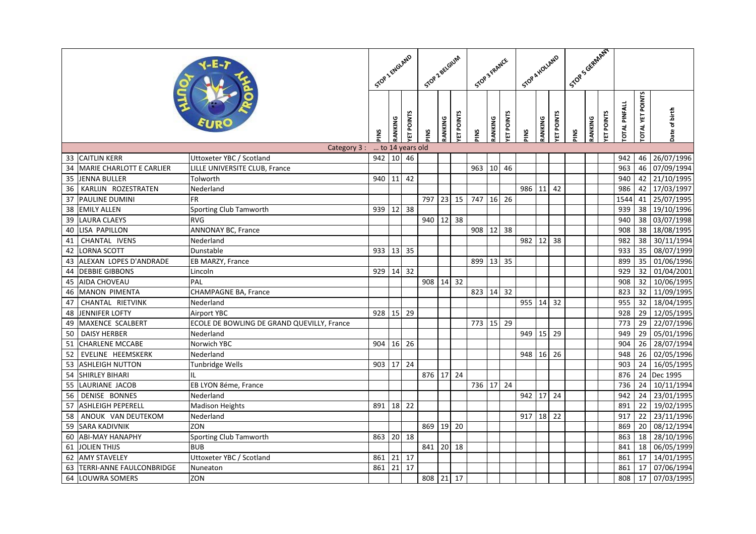| | | | STOP 1 ENGLAND | | | STOP 2 BELGIUM | | | STOP 3 FRANCE | | | STOP 4 HOLLAND | | | STOP 5 GERMANY | | | | | |
|---|---|---|---|---|---|---|---|---|---|---|---|---|---|---|---|---|---|---|---|---|---|
| | | | PINS | RANKING | YET POINTS | PINS | RANKING | YET POINTS | PINS | RANKING | YET POINTS | PINS | RANKING | YET POINTS | PINS | RANKING | YET POINTS | TOTAL PINFALL | TOTAL YET POINTS | Date of birth |
| | | Category 3 : | ... to 14 years old | | | | | | | | | | | | | | | | | |
| 33 | CAITLIN KERR | Uttoxeter YBC / Scotland | 942 | 10 | 46 | | | | | | | | | | | | | 942 | 46 | 26/07/1996 |
| 34 | MARIE CHARLOTT E CARLIER | LILLE UNIVERSITE CLUB, France | | | | | | | 963 | 10 | 46 | | | | | | | 963 | 46 | 07/09/1994 |
| 35 | JENNA BULLER | Tolworth | 940 | 11 | 42 | | | | | | | | | | | | | 940 | 42 | 21/10/1995 |
| 36 | KARLIJN ROZESTRATEN | Nederland | | | | | | | | | | 986 | 11 | 42 | | | | 986 | 42 | 17/03/1997 |
| 37 | PAULINE DUMINI | FR | | | | 797 | 23 | 15 | 747 | 16 | 26 | | | | | | | 1544 | 41 | 25/07/1995 |
| 38 | EMILY ALLEN | Sporting Club Tamworth | 939 | 12 | 38 | | | | | | | | | | | | | 939 | 38 | 19/10/1996 |
| 39 | LAURA CLAEYS | RVG | | | | 940 | 12 | 38 | | | | | | | | | | 940 | 38 | 03/07/1998 |
| 40 | LISA PAPILLON | ANNONAY BC, France | | | | | | | 908 | 12 | 38 | | | | | | | 908 | 38 | 18/08/1995 |
| 41 | CHANTAL IVENS | Nederland | | | | | | | | | | 982 | 12 | 38 | | | | 982 | 38 | 30/11/1994 |
| 42 | LORNA SCOTT | Dunstable | 933 | 13 | 35 | | | | | | | | | | | | | 933 | 35 | 08/07/1999 |
| 43 | ALEXAN LOPES D'ANDRADE | EB MARZY, France | | | | | | | 899 | 13 | 35 | | | | | | | 899 | 35 | 01/06/1996 |
| 44 | DEBBIE GIBBONS | Lincoln | 929 | 14 | 32 | | | | | | | | | | | | | 929 | 32 | 01/04/2001 |
| 45 | AIDA CHOVEAU | PAL | | | | 908 | 14 | 32 | | | | | | | | | | 908 | 32 | 10/06/1995 |
| 46 | MANON PIMENTA | CHAMPAGNE BA, France | | | | | | | 823 | 14 | 32 | | | | | | | 823 | 32 | 11/09/1995 |
| 47 | CHANTAL RIETVINK | Nederland | | | | | | | | | | 955 | 14 | 32 | | | | 955 | 32 | 18/04/1995 |
| 48 | JENNIFER LOFTY | Airport YBC | 928 | 15 | 29 | | | | | | | | | | | | | 928 | 29 | 12/05/1995 |
| 49 | MAXENCE SCALBERT | ECOLE DE BOWLING DE GRAND QUEVILLY, France | | | | | | | 773 | 15 | 29 | | | | | | | 773 | 29 | 22/07/1996 |
| 50 | DAISY HERBER | Nederland | | | | | | | | | | 949 | 15 | 29 | | | | 949 | 29 | 05/01/1996 |
| 51 | CHARLENE MCCABE | Norwich YBC | 904 | 16 | 26 | | | | | | | | | | | | | 904 | 26 | 28/07/1994 |
| 52 | EVELINE HEEMSKERK | Nederland | | | | | | | | | | 948 | 16 | 26 | | | | 948 | 26 | 02/05/1996 |
| 53 | ASHLEIGH NUTTON | Tunbridge Wells | 903 | 17 | 24 | | | | | | | | | | | | | 903 | 24 | 16/05/1995 |
| 54 | SHIRLEY BIHARI | IL | | | | 876 | 17 | 24 | | | | | | | | | | 876 | 24 | Dec 1995 |
| 55 | LAURIANE JACOB | EB LYON 8éme, France | | | | | | | 736 | 17 | 24 | | | | | | | 736 | 24 | 10/11/1994 |
| 56 | DENISE BONNES | Nederland | | | | | | | | | | 942 | 17 | 24 | | | | 942 | 24 | 23/01/1995 |
| 57 | ASHLEIGH PEPERELL | Madison Heights | 891 | 18 | 22 | | | | | | | | | | | | | 891 | 22 | 19/02/1995 |
| 58 | ANOUK VAN DEUTEKOM | Nederland | | | | | | | | | | 917 | 18 | 22 | | | | 917 | 22 | 23/11/1996 |
| 59 | SARA KADIVNIK | ZON | | | | 869 | 19 | 20 | | | | | | | | | | 869 | 20 | 08/12/1994 |
| 60 | ABI-MAY HANAPHY | Sporting Club Tamworth | 863 | 20 | 18 | | | | | | | | | | | | | 863 | 18 | 28/10/1996 |
| 61 | JOLIEN THIJS | BUB | | | | 841 | 20 | 18 | | | | | | | | | | 841 | 18 | 06/05/1999 |
| 62 | AMY STAVELEY | Uttoxeter YBC / Scotland | 861 | 21 | 17 | | | | | | | | | | | | | 861 | 17 | 14/01/1995 |
| 63 | TERRI-ANNE FAULCONBRIDGE | Nuneaton | 861 | 21 | 17 | | | | | | | | | | | | | 861 | 17 | 07/06/1994 |
| 64 | LOUWRA SOMERS | ZON | | | | 808 | 21 | 17 | | | | | | | | | | 808 | 17 | 07/03/1995 |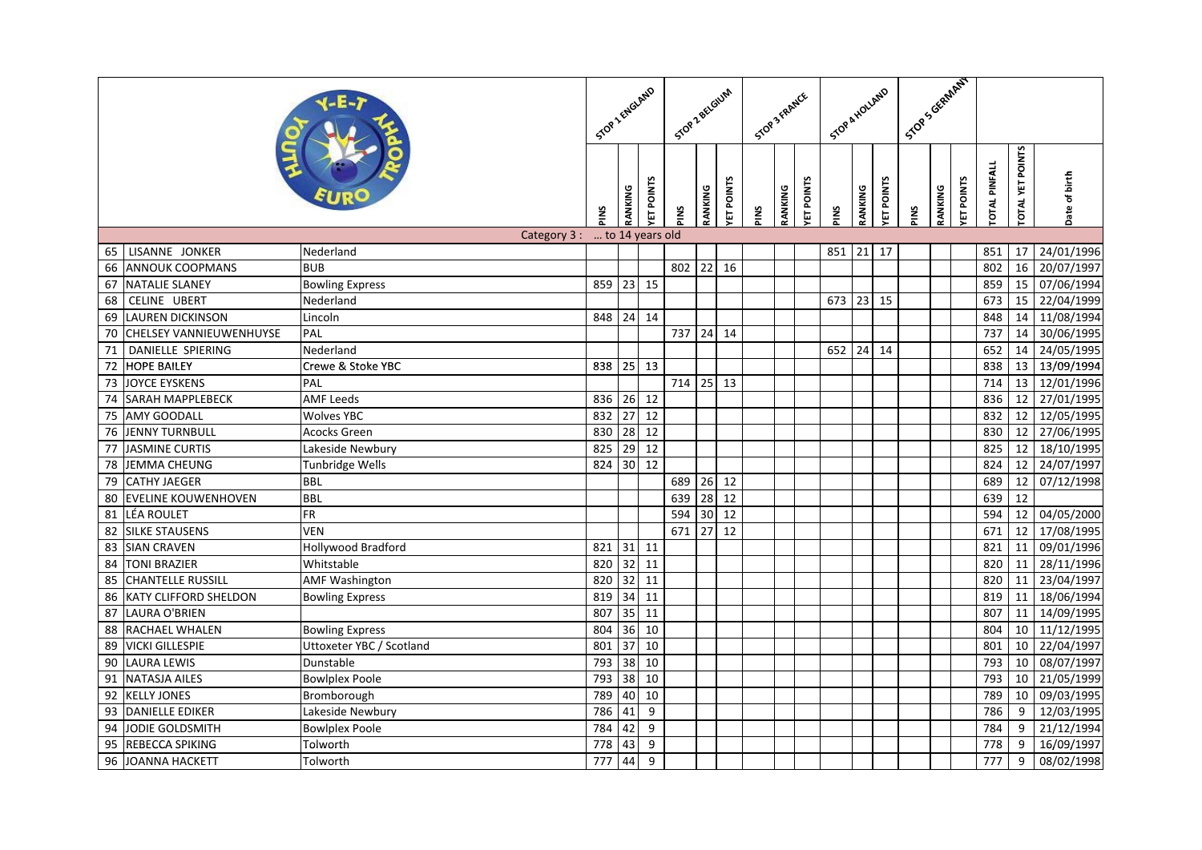| | | | STOP 1 ENGLAND | | | STOP 2 BELGIUM | | | STOP 3 FRANCE | | | STOP 4 HOLLAND | | | STOP 5 GERMANY | | | | | |
|---|---|---|---|---|---|---|---|---|---|---|---|---|---|---|---|---|---|---|---|---|
| | | | PINS | RANKING | YET POINTS | PINS | RANKING | YET POINTS | PINS | RANKING | YET POINTS | PINS | RANKING | YET POINTS | PINS | RANKING | YET POINTS | TOTAL PINFALL | TOTAL YET POINTS | Date of birth |
| | | Category 3 : ... to 14 years old | | | | | | | | | | | | | | | | | | |
| 65 | LISANNE JONKER | Nederland | | | | | | | | | | 851 | 21 | 17 | | | | 851 | 17 | 24/01/1996 |
| 66 | ANNOUK COOPMANS | BUB | | | | 802 | 22 | 16 | | | | | | | | | | 802 | 16 | 20/07/1997 |
| 67 | NATALIE SLANEY | Bowling Express | 859 | 23 | 15 | | | | | | | | | | | | | 859 | 15 | 07/06/1994 |
| 68 | CELINE UBERT | Nederland | | | | | | | | | | 673 | 23 | 15 | | | | 673 | 15 | 22/04/1999 |
| 69 | LAUREN DICKINSON | Lincoln | 848 | 24 | 14 | | | | | | | | | | | | | 848 | 14 | 11/08/1994 |
| 70 | CHELSEY VANNIEUWENHUYSE | PAL | | | | 737 | 24 | 14 | | | | | | | | | | 737 | 14 | 30/06/1995 |
| 71 | DANIELLE SPIERING | Nederland | | | | | | | | | | 652 | 24 | 14 | | | | 652 | 14 | 24/05/1995 |
| 72 | HOPE BAILEY | Crewe & Stoke YBC | 838 | 25 | 13 | | | | | | | | | | | | | 838 | 13 | 13/09/1994 |
| 73 | JOYCE EYSKENS | PAL | | | | 714 | 25 | 13 | | | | | | | | | | 714 | 13 | 12/01/1996 |
| 74 | SARAH MAPPLEBECK | AMF Leeds | 836 | 26 | 12 | | | | | | | | | | | | | 836 | 12 | 27/01/1995 |
| 75 | AMY GOODALL | Wolves YBC | 832 | 27 | 12 | | | | | | | | | | | | | 832 | 12 | 12/05/1995 |
| 76 | JENNY TURNBULL | Acocks Green | 830 | 28 | 12 | | | | | | | | | | | | | 830 | 12 | 27/06/1995 |
| 77 | JASMINE CURTIS | Lakeside Newbury | 825 | 29 | 12 | | | | | | | | | | | | | 825 | 12 | 18/10/1995 |
| 78 | JEMMA CHEUNG | Tunbridge Wells | 824 | 30 | 12 | | | | | | | | | | | | | 824 | 12 | 24/07/1997 |
| 79 | CATHY JAEGER | BBL | | | | 689 | 26 | 12 | | | | | | | | | | 689 | 12 | 07/12/1998 |
| 80 | EVELINE KOUWENHOVEN | BBL | | | | 639 | 28 | 12 | | | | | | | | | | 639 | 12 | |
| 81 | LÉA ROULET | FR | | | | 594 | 30 | 12 | | | | | | | | | | 594 | 12 | 04/05/2000 |
| 82 | SILKE STAUSENS | VEN | | | | 671 | 27 | 12 | | | | | | | | | | 671 | 12 | 17/08/1995 |
| 83 | SIAN CRAVEN | Hollywood Bradford | 821 | 31 | 11 | | | | | | | | | | | | | 821 | 11 | 09/01/1996 |
| 84 | TONI BRAZIER | Whitstable | 820 | 32 | 11 | | | | | | | | | | | | | 820 | 11 | 28/11/1996 |
| 85 | CHANTELLE RUSSILL | AMF Washington | 820 | 32 | 11 | | | | | | | | | | | | | 820 | 11 | 23/04/1997 |
| 86 | KATY CLIFFORD SHELDON | Bowling Express | 819 | 34 | 11 | | | | | | | | | | | | | 819 | 11 | 18/06/1994 |
| 87 | LAURA O'BRIEN | | 807 | 35 | 11 | | | | | | | | | | | | | 807 | 11 | 14/09/1995 |
| 88 | RACHAEL WHALEN | Bowling Express | 804 | 36 | 10 | | | | | | | | | | | | | 804 | 10 | 11/12/1995 |
| 89 | VICKI GILLESPIE | Uttoxeter YBC / Scotland | 801 | 37 | 10 | | | | | | | | | | | | | 801 | 10 | 22/04/1997 |
| 90 | LAURA LEWIS | Dunstable | 793 | 38 | 10 | | | | | | | | | | | | | 793 | 10 | 08/07/1997 |
| 91 | NATASJA AILES | Bowlplex Poole | 793 | 38 | 10 | | | | | | | | | | | | | 793 | 10 | 21/05/1999 |
| 92 | KELLY JONES | Bromborough | 789 | 40 | 10 | | | | | | | | | | | | | 789 | 10 | 09/03/1995 |
| 93 | DANIELLE EDIKER | Lakeside Newbury | 786 | 41 | 9 | | | | | | | | | | | | | 786 | 9 | 12/03/1995 |
| 94 | JODIE GOLDSMITH | Bowlplex Poole | 784 | 42 | 9 | | | | | | | | | | | | | 784 | 9 | 21/12/1994 |
| 95 | REBECCA SPIKING | Tolworth | 778 | 43 | 9 | | | | | | | | | | | | | 778 | 9 | 16/09/1997 |
| 96 | JOANNA HACKETT | Tolworth | 777 | 44 | 9 | | | | | | | | | | | | | 777 | 9 | 08/02/1998 |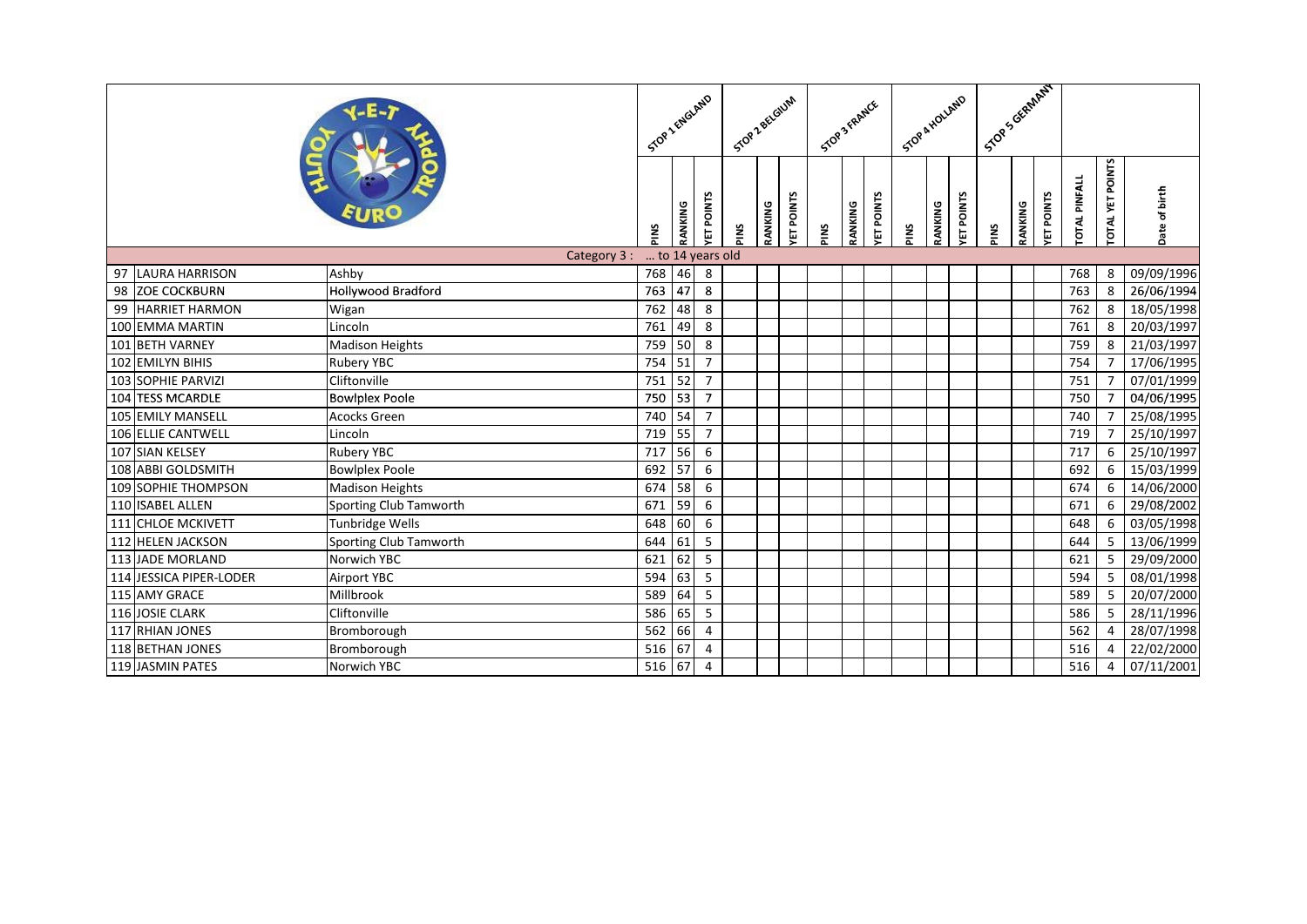| | | | STOP 1 ENGLAND | | | STOP 2 BELGIUM | | | STOP 3 FRANCE | | | STOP 4 HOLLAND | | | STOP 5 GERMANY | | | | | |
|---|---|---|---|---|---|---|---|---|---|---|---|---|---|---|---|---|---|---|---|---|
| | | | PINS | RANKING | YET POINTS | PINS | RANKING | YET POINTS | PINS | RANKING | YET POINTS | PINS | RANKING | YET POINTS | PINS | RANKING | YET POINTS | TOTAL PINFALL | TOTAL YET POINTS | Date of birth |
| | | Category 3 : | ... to 14 years old | | | | | | | | | | | | | | | | | |
| 97 | LAURA HARRISON | Ashby | 768 | 46 | 8 | | | | | | | | | | | | | 768 | 8 | 09/09/1996 |
| 98 | ZOE COCKBURN | Hollywood Bradford | 763 | 47 | 8 | | | | | | | | | | | | | 763 | 8 | 26/06/1994 |
| 99 | HARRIET HARMON | Wigan | 762 | 48 | 8 | | | | | | | | | | | | | 762 | 8 | 18/05/1998 |
| 100 | EMMA MARTIN | Lincoln | 761 | 49 | 8 | | | | | | | | | | | | | 761 | 8 | 20/03/1997 |
| 101 | BETH VARNEY | Madison Heights | 759 | 50 | 8 | | | | | | | | | | | | | 759 | 8 | 21/03/1997 |
| 102 | EMILYN BIHIS | Rubery YBC | 754 | 51 | 7 | | | | | | | | | | | | | 754 | 7 | 17/06/1995 |
| 103 | SOPHIE PARVIZI | Cliftonville | 751 | 52 | 7 | | | | | | | | | | | | | 751 | 7 | 07/01/1999 |
| 104 | TESS MCARDLE | Bowlplex Poole | 750 | 53 | 7 | | | | | | | | | | | | | 750 | 7 | 04/06/1995 |
| 105 | EMILY MANSELL | Acocks Green | 740 | 54 | 7 | | | | | | | | | | | | | 740 | 7 | 25/08/1995 |
| 106 | ELLIE CANTWELL | Lincoln | 719 | 55 | 7 | | | | | | | | | | | | | 719 | 7 | 25/10/1997 |
| 107 | SIAN KELSEY | Rubery YBC | 717 | 56 | 6 | | | | | | | | | | | | | 717 | 6 | 25/10/1997 |
| 108 | ABBI GOLDSMITH | Bowlplex Poole | 692 | 57 | 6 | | | | | | | | | | | | | 692 | 6 | 15/03/1999 |
| 109 | SOPHIE THOMPSON | Madison Heights | 674 | 58 | 6 | | | | | | | | | | | | | 674 | 6 | 14/06/2000 |
| 110 | ISABEL ALLEN | Sporting Club Tamworth | 671 | 59 | 6 | | | | | | | | | | | | | 671 | 6 | 29/08/2002 |
| 111 | CHLOE MCKIVETT | Tunbridge Wells | 648 | 60 | 6 | | | | | | | | | | | | | 648 | 6 | 03/05/1998 |
| 112 | HELEN JACKSON | Sporting Club Tamworth | 644 | 61 | 5 | | | | | | | | | | | | | 644 | 5 | 13/06/1999 |
| 113 | JADE MORLAND | Norwich YBC | 621 | 62 | 5 | | | | | | | | | | | | | 621 | 5 | 29/09/2000 |
| 114 | JESSICA PIPER-LODER | Airport YBC | 594 | 63 | 5 | | | | | | | | | | | | | 594 | 5 | 08/01/1998 |
| 115 | AMY GRACE | Millbrook | 589 | 64 | 5 | | | | | | | | | | | | | 589 | 5 | 20/07/2000 |
| 116 | JOSIE CLARK | Cliftonville | 586 | 65 | 5 | | | | | | | | | | | | | 586 | 5 | 28/11/1996 |
| 117 | RHIAN JONES | Bromborough | 562 | 66 | 4 | | | | | | | | | | | | | 562 | 4 | 28/07/1998 |
| 118 | BETHAN JONES | Bromborough | 516 | 67 | 4 | | | | | | | | | | | | | 516 | 4 | 22/02/2000 |
| 119 | JASMIN PATES | Norwich YBC | 516 | 67 | 4 | | | | | | | | | | | | | 516 | 4 | 07/11/2001 |